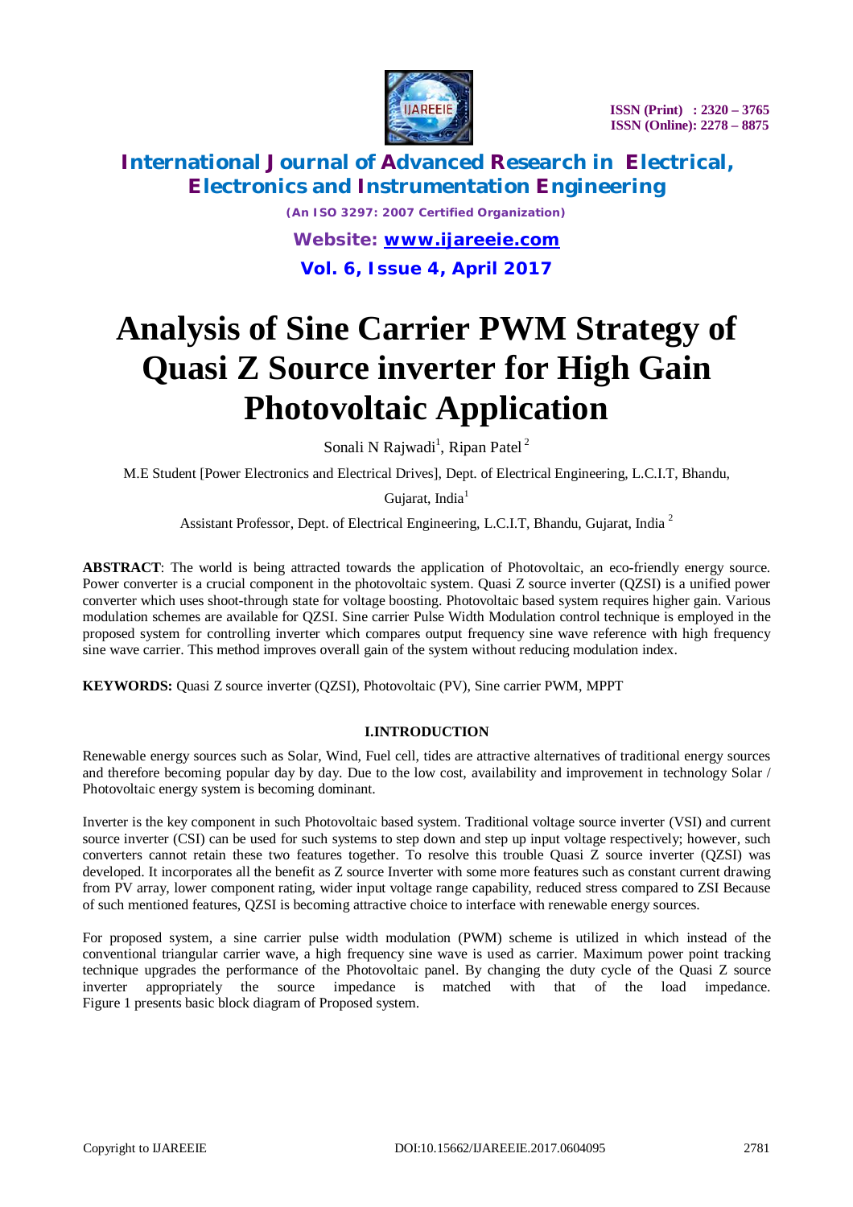# Analysis of Sine Carrier PWM Strategy of Quasi Z Source inverter for High Gain Photovoltaic Application

Sonali N Rajwadi[1], Ripan Patel[2]

M.E Student [Power Electronics and Electrical Drives], Dept. of Electrical Engineering, L.C.I.T, Bhandu, Gujarat, India[1]

Assistant Professor, Dept. of Electrical Engineering, L.C.I.T, Bhandu, Gujarat, India[2]

**ABSTRACT**: The world is being attracted towards the application of Photovoltaic, an eco-friendly energy source. Power converter is a crucial component in the photovoltaic system. Quasi Z source inverter (QZSI) is a unified power converter which uses shoot-through state for voltage boosting. Photovoltaic based system requires higher gain. Various modulation schemes are available for QZSI. Sine carrier Pulse Width Modulation control technique is employed in the proposed system for controlling inverter which compares output frequency sine wave reference with high frequency sine wave carrier. This method improves overall gain of the system without reducing modulation index.

**KEYWORDS:** Quasi Z source inverter (QZSI), Photovoltaic (PV), Sine carrier PWM, MPPT

## I.INTRODUCTION

Renewable energy sources such as Solar, Wind, Fuel cell, tides are attractive alternatives of traditional energy sources and therefore becoming popular day by day. Due to the low cost, availability and improvement in technology Solar / Photovoltaic energy system is becoming dominant.

Inverter is the key component in such Photovoltaic based system. Traditional voltage source inverter (VSI) and current source inverter (CSI) can be used for such systems to step down and step up input voltage respectively; however, such converters cannot retain these two features together. To resolve this trouble Quasi Z source inverter (QZSI) was developed. It incorporates all the benefit as Z source Inverter with some more features such as constant current drawing from PV array, lower component rating, wider input voltage range capability, reduced stress compared to ZSI Because of such mentioned features, QZSI is becoming attractive choice to interface with renewable energy sources.

For proposed system, a sine carrier pulse width modulation (PWM) scheme is utilized in which instead of the conventional triangular carrier wave, a high frequency sine wave is used as carrier. Maximum power point tracking technique upgrades the performance of the Photovoltaic panel. By changing the duty cycle of the Quasi Z source inverter appropriately the source impedance is matched with that of the load impedance. Figure 1 presents basic block diagram of Proposed system.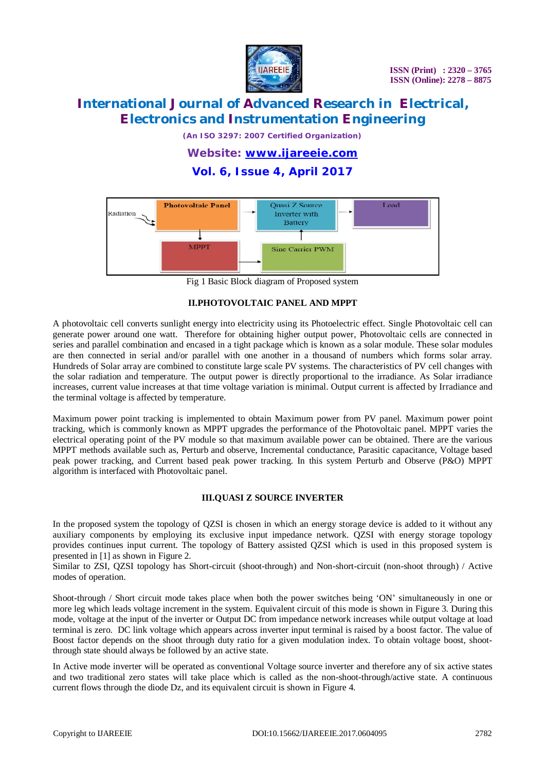Fig 1 Basic Block diagram of Proposed system

## II.PHOTOVOLTAIC PANEL AND MPPT

A photovoltaic cell converts sunlight energy into electricity using its Photoelectric effect. Single Photovoltaic cell can generate power around one watt. Therefore for obtaining higher output power, Photovoltaic cells are connected in series and parallel combination and encased in a tight package which is known as a solar module. These solar modules are then connected in serial and/or parallel with one another in a thousand of numbers which forms solar array. Hundreds of Solar array are combined to constitute large scale PV systems. The characteristics of PV cell changes with the solar radiation and temperature. The output power is directly proportional to the irradiance. As Solar irradiance increases, current value increases at that time voltage variation is minimal. Output current is affected by Irradiance and the terminal voltage is affected by temperature.

Maximum power point tracking is implemented to obtain Maximum power from PV panel. Maximum power point tracking, which is commonly known as MPPT upgrades the performance of the Photovoltaic panel. MPPT varies the electrical operating point of the PV module so that maximum available power can be obtained. There are the various MPPT methods available such as, Perturb and observe, Incremental conductance, Parasitic capacitance, Voltage based peak power tracking, and Current based peak power tracking. In this system Perturb and Observe (P&O) MPPT algorithm is interfaced with Photovoltaic panel.

## III.QUASI Z SOURCE INVERTER

In the proposed system the topology of QZSI is chosen in which an energy storage device is added to it without any auxiliary components by employing its exclusive input impedance network. QZSI with energy storage topology provides continues input current. The topology of Battery assisted QZSI which is used in this proposed system is presented in [1] as shown in Figure 2.
Similar to ZSI, QZSI topology has Short-circuit (shoot-through) and Non-short-circuit (non-shoot through) / Active modes of operation.

Shoot-through / Short circuit mode takes place when both the power switches being 'ON' simultaneously in one or more leg which leads voltage increment in the system. Equivalent circuit of this mode is shown in Figure 3. During this mode, voltage at the input of the inverter or Output DC from impedance network increases while output voltage at load terminal is zero. DC link voltage which appears across inverter input terminal is raised by a boost factor. The value of Boost factor depends on the shoot through duty ratio for a given modulation index. To obtain voltage boost, shoot-through state should always be followed by an active state.

In Active mode inverter will be operated as conventional Voltage source inverter and therefore any of six active states and two traditional zero states will take place which is called as the non-shoot-through/active state. A continuous current flows through the diode Dz, and its equivalent circuit is shown in Figure 4.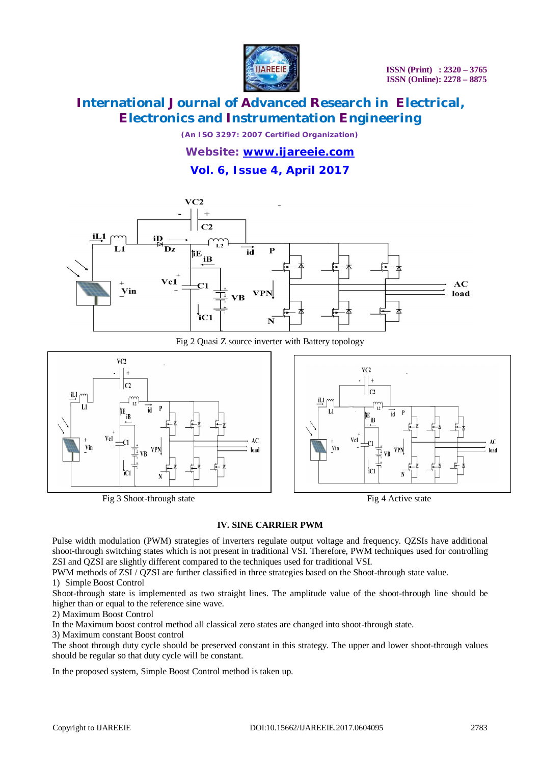Fig 2 Quasi Z source inverter with Battery topology

Fig 3 Shoot-through state

Fig 4 Active state

## IV. SINE CARRIER PWM

Pulse width modulation (PWM) strategies of inverters regulate output voltage and frequency. QZSIs have additional shoot-through switching states which is not present in traditional VSI. Therefore, PWM techniques used for controlling ZSI and QZSI are slightly different compared to the techniques used for traditional VSI.

PWM methods of ZSI / QZSI are further classified in three strategies based on the Shoot-through state value.

1) Simple Boost Control

Shoot-through state is implemented as two straight lines. The amplitude value of the shoot-through line should be higher than or equal to the reference sine wave.

2) Maximum Boost Control

In the Maximum boost control method all classical zero states are changed into shoot-through state.

3) Maximum constant Boost control

The shoot through duty cycle should be preserved constant in this strategy. The upper and lower shoot-through values should be regular so that duty cycle will be constant.

In the proposed system, Simple Boost Control method is taken up.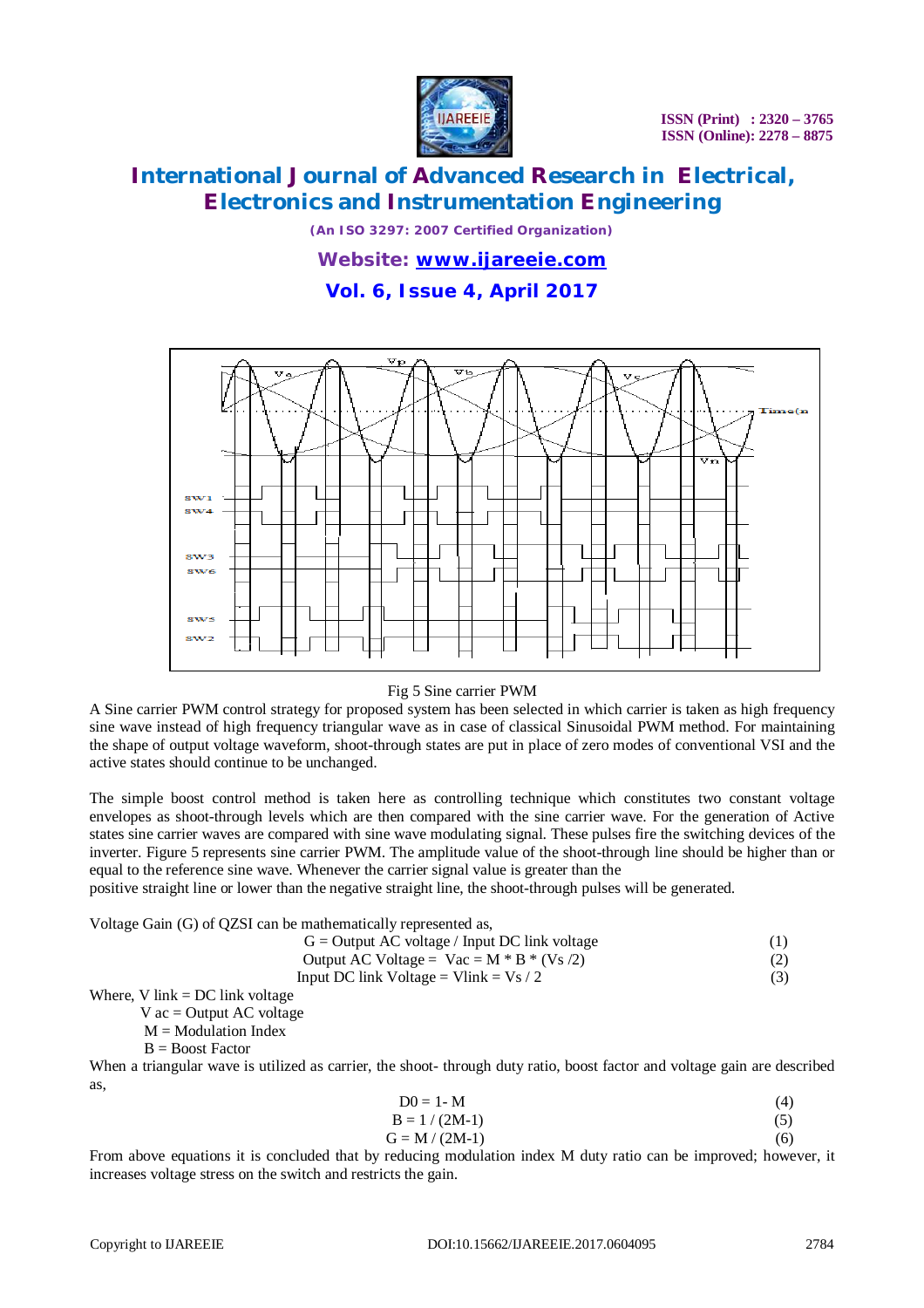Fig 5 Sine carrier PWM

A Sine carrier PWM control strategy for proposed system has been selected in which carrier is taken as high frequency sine wave instead of high frequency triangular wave as in case of classical Sinusoidal PWM method. For maintaining the shape of output voltage waveform, shoot-through states are put in place of zero modes of conventional VSI and the active states should continue to be unchanged.

The simple boost control method is taken here as controlling technique which constitutes two constant voltage envelopes as shoot-through levels which are then compared with the sine carrier wave. For the generation of Active states sine carrier waves are compared with sine wave modulating signal. These pulses fire the switching devices of the inverter. Figure 5 represents sine carrier PWM. The amplitude value of the shoot-through line should be higher than or equal to the reference sine wave. Whenever the carrier signal value is greater than the positive straight line or lower than the negative straight line, the shoot-through pulses will be generated.

Voltage Gain (G) of QZSI can be mathematically represented as,

$$G = \text{Output AC voltage} / \text{Input DC link voltage} \tag{1}$$

$$\text{Output AC Voltage} = V_{ac} = M * B * (V_s/2) \tag{2}$$

$$\text{Input DC link Voltage} = V_{link} = V_s / 2 \tag{3}$$

Where, $V_{link}$ = DC link voltage

$V_{ac}$ = Output AC voltage

M = Modulation Index

B = Boost Factor

When a triangular wave is utilized as carrier, the shoot- through duty ratio, boost factor and voltage gain are described as,

$$D0 = 1 - M \tag{4}$$

$$B = 1 / (2M-1) \tag{5}$$

$$G = M / (2M-1) \tag{6}$$

From above equations it is concluded that by reducing modulation index M duty ratio can be improved; however, it increases voltage stress on the switch and restricts the gain.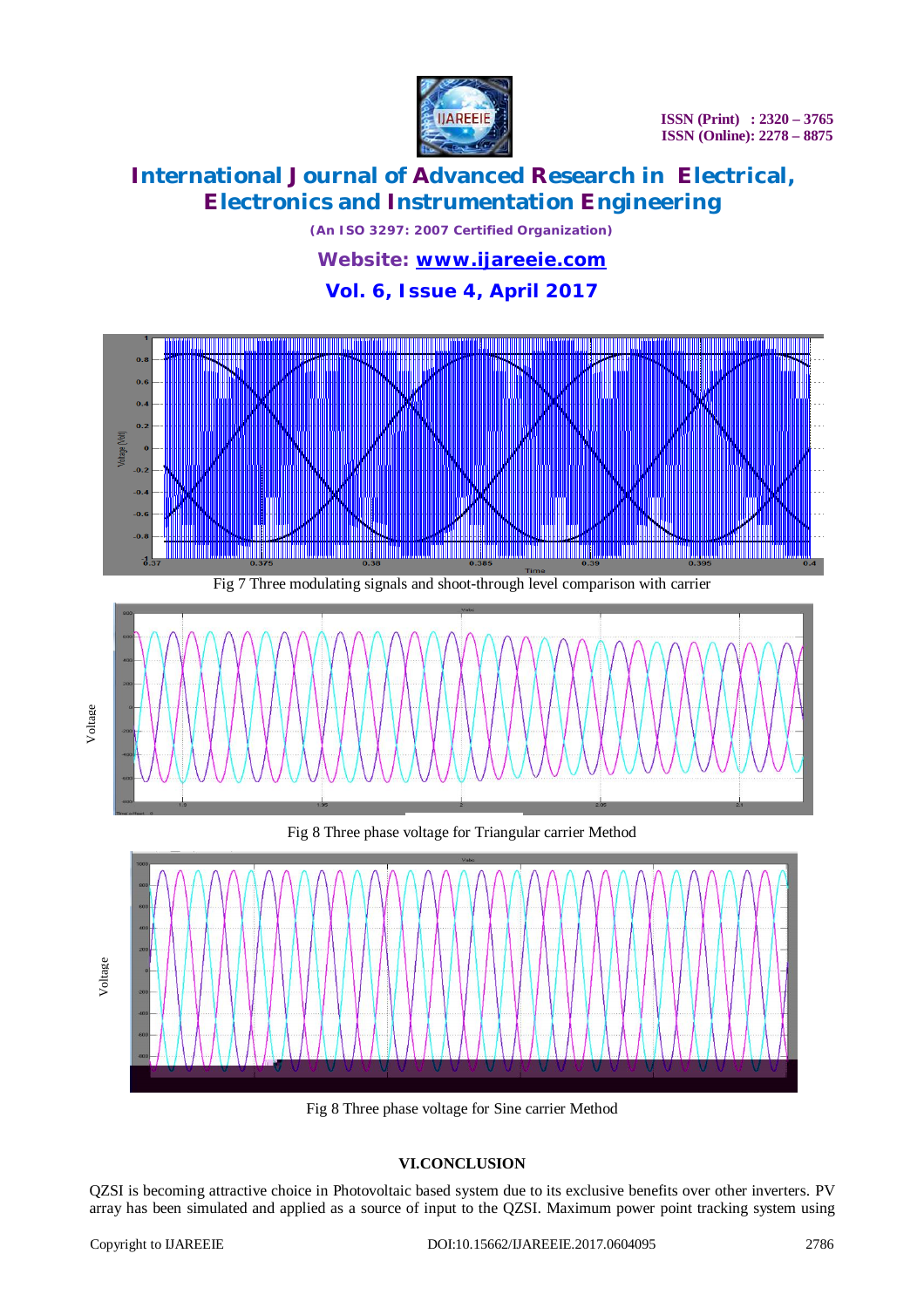Fig 7 Three modulating signals and shoot-through level comparison with carrier

Fig 8 Three phase voltage for Triangular carrier Method

Fig 8 Three phase voltage for Sine carrier Method

## VI.CONCLUSION

QZSI is becoming attractive choice in Photovoltaic based system due to its exclusive benefits over other inverters. PV array has been simulated and applied as a source of input to the QZSI. Maximum power point tracking system using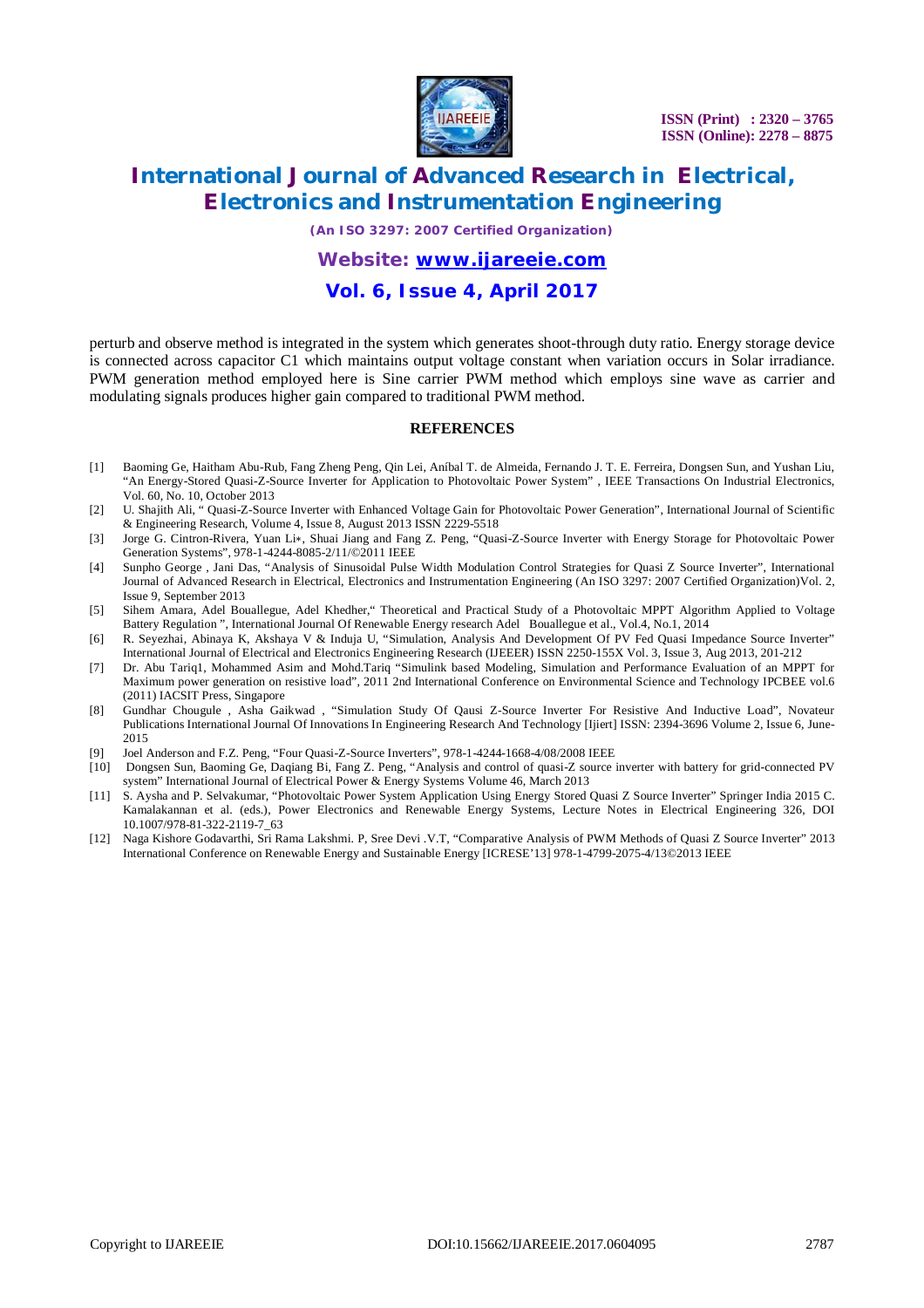perturb and observe method is integrated in the system which generates shoot-through duty ratio. Energy storage device is connected across capacitor C1 which maintains output voltage constant when variation occurs in Solar irradiance. PWM generation method employed here is Sine carrier PWM method which employs sine wave as carrier and modulating signals produces higher gain compared to traditional PWM method.

## REFERENCES

[1] Baoming Ge, Haitham Abu-Rub, Fang Zheng Peng, Qin Lei, Aníbal T. de Almeida, Fernando J. T. E. Ferreira, Dongsen Sun, and Yushan Liu, "An Energy-Stored Quasi-Z-Source Inverter for Application to Photovoltaic Power System" , IEEE Transactions On Industrial Electronics, Vol. 60, No. 10, October 2013

[2] U. Shajith Ali, " Quasi-Z-Source Inverter with Enhanced Voltage Gain for Photovoltaic Power Generation", International Journal of Scientific & Engineering Research, Volume 4, Issue 8, August 2013 ISSN 2229-5518

[3] Jorge G. Cintron-Rivera, Yuan Li∗, Shuai Jiang and Fang Z. Peng, "Quasi-Z-Source Inverter with Energy Storage for Photovoltaic Power Generation Systems", 978-1-4244-8085-2/11/©2011 IEEE

[4] Sunpho George , Jani Das, "Analysis of Sinusoidal Pulse Width Modulation Control Strategies for Quasi Z Source Inverter", International Journal of Advanced Research in Electrical, Electronics and Instrumentation Engineering (An ISO 3297: 2007 Certified Organization)Vol. 2, Issue 9, September 2013

[5] Sihem Amara, Adel Bouallegue, Adel Khedher," Theoretical and Practical Study of a Photovoltaic MPPT Algorithm Applied to Voltage Battery Regulation ", International Journal Of Renewable Energy research Adel Bouallegue et al., Vol.4, No.1, 2014

[6] R. Seyezhai, Abinaya K, Akshaya V & Induja U, "Simulation, Analysis And Development Of PV Fed Quasi Impedance Source Inverter" International Journal of Electrical and Electronics Engineering Research (IJEEER) ISSN 2250-155X Vol. 3, Issue 3, Aug 2013, 201-212

[7] Dr. Abu Tariq1, Mohammed Asim and Mohd.Tariq "Simulink based Modeling, Simulation and Performance Evaluation of an MPPT for Maximum power generation on resistive load", 2011 2nd International Conference on Environmental Science and Technology IPCBEE vol.6 (2011) IACSIT Press, Singapore

[8] Gundhar Chougule , Asha Gaikwad , "Simulation Study Of Qausi Z-Source Inverter For Resistive And Inductive Load", Novateur Publications International Journal Of Innovations In Engineering Research And Technology [Ijiert] ISSN: 2394-3696 Volume 2, Issue 6, June-2015

[9] Joel Anderson and F.Z. Peng, "Four Quasi-Z-Source Inverters", 978-1-4244-1668-4/08/2008 IEEE

[10] Dongsen Sun, Baoming Ge, Daqiang Bi, Fang Z. Peng, "Analysis and control of quasi-Z source inverter with battery for grid-connected PV system" International Journal of Electrical Power & Energy Systems Volume 46, March 2013

[11] S. Aysha and P. Selvakumar, "Photovoltaic Power System Application Using Energy Stored Quasi Z Source Inverter" Springer India 2015 C. Kamalakannan et al. (eds.), Power Electronics and Renewable Energy Systems, Lecture Notes in Electrical Engineering 326, DOI 10.1007/978-81-322-2119-7_63

[12] Naga Kishore Godavarthi, Sri Rama Lakshmi. P, Sree Devi .V.T, "Comparative Analysis of PWM Methods of Quasi Z Source Inverter" 2013 International Conference on Renewable Energy and Sustainable Energy [ICRESE'13] 978-1-4799-2075-4/13©2013 IEEE